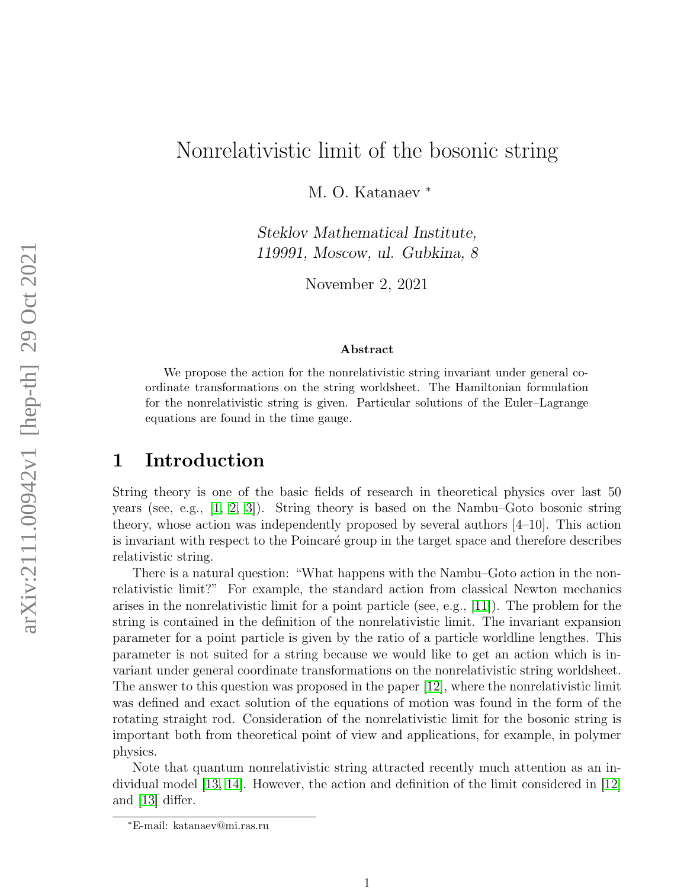# Nonrelativistic limit of the bosonic string

M. O. Katanaev [*]

*Steklov Mathematical Institute,*
*119991, Moscow, ul. Gubkina, 8*

November 2, 2021

**Abstract**

We propose the action for the nonrelativistic string invariant under general coordinate transformations on the string worldsheet. The Hamiltonian formulation for the nonrelativistic string is given. Particular solutions of the Euler–Lagrange equations are found in the time gauge.

## 1 Introduction

String theory is one of the basic fields of research in theoretical physics over last 50 years (see, e.g., [1, 2, 3]). String theory is based on the Nambu–Goto bosonic string theory, whose action was independently proposed by several authors [4–10]. This action is invariant with respect to the Poincaré group in the target space and therefore describes relativistic string.

There is a natural question: "What happens with the Nambu–Goto action in the nonrelativistic limit?" For example, the standard action from classical Newton mechanics arises in the nonrelativistic limit for a point particle (see, e.g., [11]). The problem for the string is contained in the definition of the nonrelativistic limit. The invariant expansion parameter for a point particle is given by the ratio of a particle worldline lengthes. This parameter is not suited for a string because we would like to get an action which is invariant under general coordinate transformations on the nonrelativistic string worldsheet. The answer to this question was proposed in the paper [12], where the nonrelativistic limit was defined and exact solution of the equations of motion was found in the form of the rotating straight rod. Consideration of the nonrelativistic limit for the bosonic string is important both from theoretical point of view and applications, for example, in polymer physics.

Note that quantum nonrelativistic string attracted recently much attention as an individual model [13, 14]. However, the action and definition of the limit considered in [12] and [13] differ.

[*] E-mail: katanaev@mi.ras.ru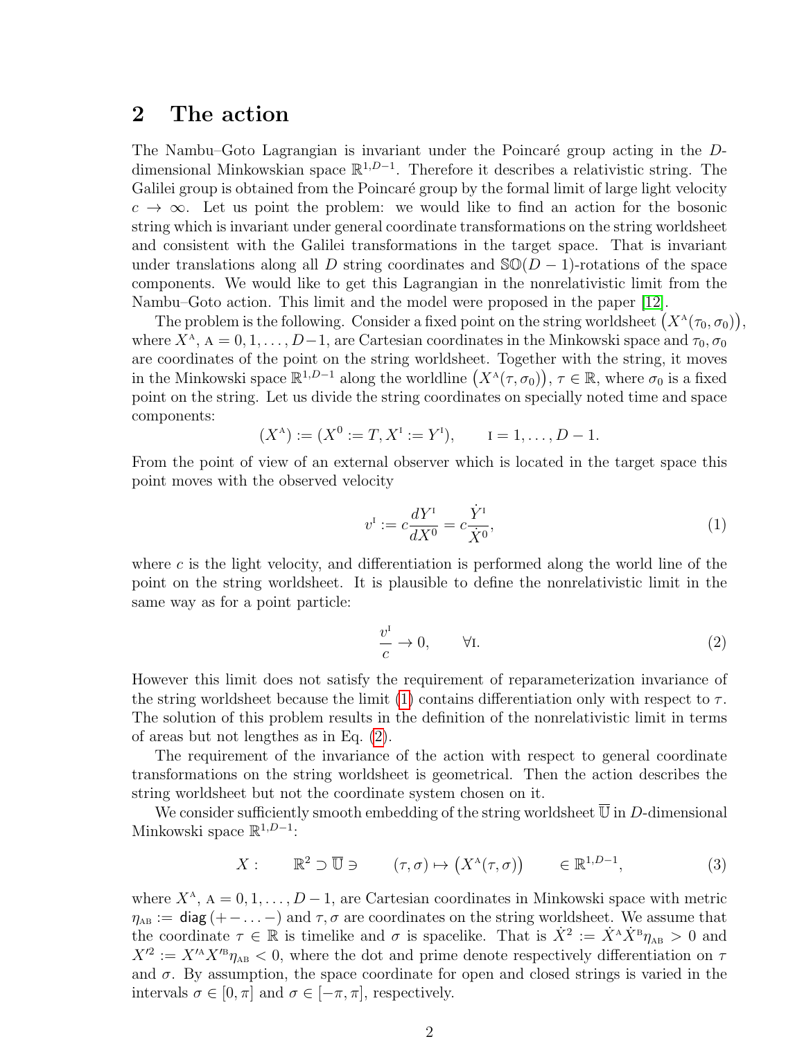## 2 The action

The Nambu–Goto Lagrangian is invariant under the Poincaré group acting in the $D$-dimensional Minkowskian space $\mathbb{R}^{1,D-1}$. Therefore it describes a relativistic string. The Galilei group is obtained from the Poincaré group by the formal limit of large light velocity $c \to \infty$. Let us point the problem: we would like to find an action for the bosonic string which is invariant under general coordinate transformations on the string worldsheet and consistent with the Galilei transformations in the target space. That is invariant under translations along all $D$ string coordinates and $\mathbb{SO}(D-1)$-rotations of the space components. We would like to get this Lagrangian in the nonrelativistic limit from the Nambu–Goto action. This limit and the model were proposed in the paper [12].

The problem is the following. Consider a fixed point on the string worldsheet $\big(X^{\text{A}}(\tau_0, \sigma_0)\big)$, where $X^{\text{A}}$, $\text{A} = 0, 1, \ldots, D-1$, are Cartesian coordinates in the Minkowski space and $\tau_0, \sigma_0$ are coordinates of the point on the string worldsheet. Together with the string, it moves in the Minkowski space $\mathbb{R}^{1,D-1}$ along the worldline $\big(X^{\text{A}}(\tau, \sigma_0)\big)$, $\tau \in \mathbb{R}$, where $\sigma_0$ is a fixed point on the string. Let us divide the string coordinates on specially noted time and space components:

$$(X^{\text{A}}) := (X^0 := T, X^{\text{I}} := Y^{\text{I}}), \qquad \text{I} = 1, \ldots, D-1.$$

From the point of view of an external observer which is located in the target space this point moves with the observed velocity

$$v^{\text{I}} := c\frac{dY^{\text{I}}}{dX^0} = c\frac{\dot{Y}^{\text{I}}}{\dot{X}^0}, \tag{1}$$

where $c$ is the light velocity, and differentiation is performed along the world line of the point on the string worldsheet. It is plausible to define the nonrelativistic limit in the same way as for a point particle:

$$\frac{v^{\text{I}}}{c} \to 0, \qquad \forall \text{I}. \tag{2}$$

However this limit does not satisfy the requirement of reparameterization invariance of the string worldsheet because the limit (1) contains differentiation only with respect to $\tau$. The solution of this problem results in the definition of the nonrelativistic limit in terms of areas but not lengthes as in Eq. (2).

The requirement of the invariance of the action with respect to general coordinate transformations on the string worldsheet is geometrical. Then the action describes the string worldsheet but not the coordinate system chosen on it.

We consider sufficiently smooth embedding of the string worldsheet $\overline{\mathbb{U}}$ in $D$-dimensional Minkowski space $\mathbb{R}^{1,D-1}$:

$$X: \qquad \mathbb{R}^2 \supset \overline{\mathbb{U}} \ni \qquad (\tau, \sigma) \mapsto \big(X^{\text{A}}(\tau, \sigma)\big) \qquad \in \mathbb{R}^{1,D-1}, \tag{3}$$

where $X^{\text{A}}$, $\text{A} = 0, 1, \ldots, D-1$, are Cartesian coordinates in Minkowski space with metric $\eta_{\text{AB}} := \mathsf{diag}\,(+-\ldots-)$ and $\tau, \sigma$ are coordinates on the string worldsheet. We assume that the coordinate $\tau \in \mathbb{R}$ is timelike and $\sigma$ is spacelike. That is $\dot{X}^2 := \dot{X}^{\text{A}}\dot{X}^{\text{B}}\eta_{\text{AB}} > 0$ and $X'^2 := X'^{\text{A}}X'^{\text{B}}\eta_{\text{AB}} < 0$, where the dot and prime denote respectively differentiation on $\tau$ and $\sigma$. By assumption, the space coordinate for open and closed strings is varied in the intervals $\sigma \in [0, \pi]$ and $\sigma \in [-\pi, \pi]$, respectively.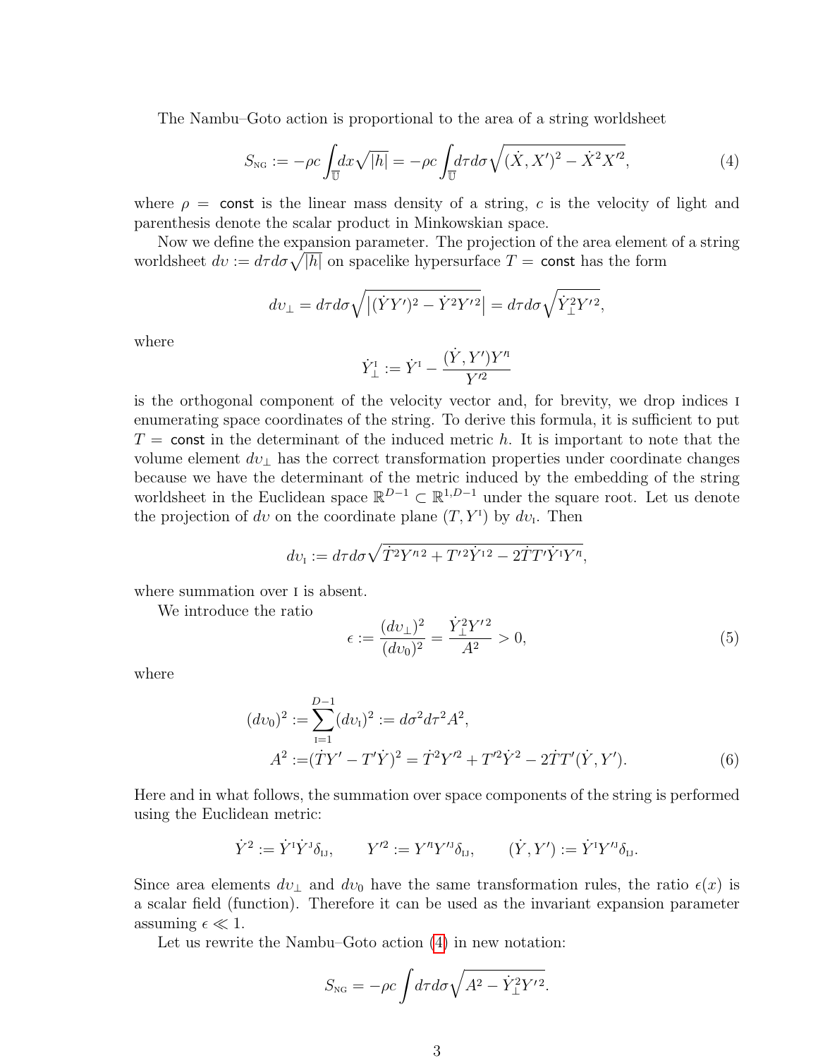The Nambu–Goto action is proportional to the area of a string worldsheet

$$S_{\rm NG} := -\rho c \int_{\mathbb{U}} dx \sqrt{|h|} = -\rho c \int_{\mathbb{U}} d\tau d\sigma \sqrt{(\dot{X}, X')^2 - \dot{X}^2 X'^2}, \tag{4}$$

where $\rho =$ const is the linear mass density of a string, $c$ is the velocity of light and parenthesis denote the scalar product in Minkowskian space.

Now we define the expansion parameter. The projection of the area element of a string worldsheet $d\upsilon := d\tau d\sigma \sqrt{|h|}$ on spacelike hypersurface $T =$ const has the form

$$d\upsilon_\perp = d\tau d\sigma \sqrt{\left|(\dot{Y}Y')^2 - \dot{Y}^2 Y'^2\right|} = d\tau d\sigma \sqrt{\dot{Y}_\perp^2 Y'^2},$$

where

$$\dot{Y}_\perp^{\rm I} := \dot{Y}^{\rm I} - \frac{(\dot{Y}, Y')Y'^{\rm I}}{Y'^2}$$

is the orthogonal component of the velocity vector and, for brevity, we drop indices I enumerating space coordinates of the string. To derive this formula, it is sufficient to put $T =$ const in the determinant of the induced metric $h$. It is important to note that the volume element $d\upsilon_\perp$ has the correct transformation properties under coordinate changes because we have the determinant of the metric induced by the embedding of the string worldsheet in the Euclidean space $\mathbb{R}^{D-1} \subset \mathbb{R}^{1,D-1}$ under the square root. Let us denote the projection of $d\upsilon$ on the coordinate plane $(T, Y^{\rm I})$ by $d\upsilon_{\rm I}$. Then

$$d\upsilon_{\rm I} := d\tau d\sigma \sqrt{\dot{T}^2 Y'^{\rm I 2} + T'^2 \dot{Y}^{\rm I 2} - 2\dot{T}T'\dot{Y}^{\rm I} Y'^{\rm I}},$$

where summation over I is absent.

We introduce the ratio

$$\epsilon := \frac{(d\upsilon_\perp)^2}{(d\upsilon_0)^2} = \frac{\dot{Y}_\perp^2 Y'^2}{A^2} > 0, \tag{5}$$

where

$$\begin{aligned}
(d\upsilon_0)^2 :=& \sum_{\rm I=1}^{D-1} (d\upsilon_{\rm I})^2 := d\sigma^2 d\tau^2 A^2, \\
A^2 :=& (\dot{T}Y' - T'\dot{Y})^2 = \dot{T}^2 Y'^2 + T'^2 \dot{Y}^2 - 2\dot{T}T'(\dot{Y}, Y').
\end{aligned} \tag{6}$$

Here and in what follows, the summation over space components of the string is performed using the Euclidean metric:

$$\dot{Y}^2 := \dot{Y}^{\rm I}\dot{Y}^{\rm J}\delta_{\rm IJ}, \qquad Y'^2 := Y'^{\rm I}Y'^{\rm J}\delta_{\rm IJ}, \qquad (\dot{Y}, Y') := \dot{Y}^{\rm I}Y'^{\rm J}\delta_{\rm IJ}.$$

Since area elements $d\upsilon_\perp$ and $d\upsilon_0$ have the same transformation rules, the ratio $\epsilon(x)$ is a scalar field (function). Therefore it can be used as the invariant expansion parameter assuming $\epsilon \ll 1$.

Let us rewrite the Nambu–Goto action (4) in new notation:

$$S_{\rm NG} = -\rho c \int d\tau d\sigma \sqrt{A^2 - \dot{Y}_\perp^2 Y'^2}.$$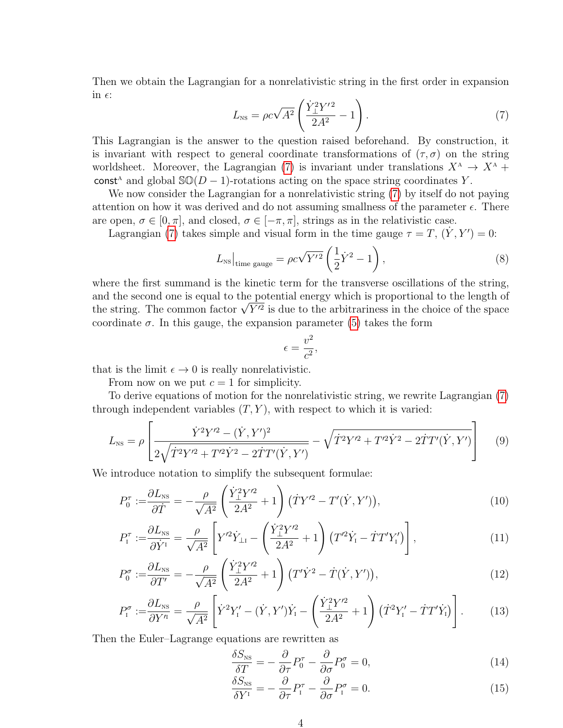Then we obtain the Lagrangian for a nonrelativistic string in the first order in expansion in $\epsilon$:

$$L_{\text{NS}} = \rho c \sqrt{A^2} \left( \frac{\dot{Y}_\perp^2 Y'^2}{2A^2} - 1 \right). \tag{7}$$

This Lagrangian is the answer to the question raised beforehand. By construction, it is invariant with respect to general coordinate transformations of $(\tau, \sigma)$ on the string worldsheet. Moreover, the Lagrangian (7) is invariant under translations $X^{\text{A}} \to X^{\text{A}} + \mathsf{const}^{\text{A}}$ and global $\mathbb{SO}(D-1)$-rotations acting on the space string coordinates $Y$.

We now consider the Lagrangian for a nonrelativistic string (7) by itself do not paying attention on how it was derived and do not assuming smallness of the parameter $\epsilon$. There are open, $\sigma \in [0, \pi]$, and closed, $\sigma \in [-\pi, \pi]$, strings as in the relativistic case.

Lagrangian (7) takes simple and visual form in the time gauge $\tau = T$, $(\dot{Y}, Y') = 0$:

$$L_{\text{NS}}\big|_{\text{time gauge}} = \rho c \sqrt{Y'^2} \left( \frac{1}{2} \dot{Y}^2 - 1 \right), \tag{8}$$

where the first summand is the kinetic term for the transverse oscillations of the string, and the second one is equal to the potential energy which is proportional to the length of the string. The common factor $\sqrt{Y'^2}$ is due to the arbitrariness in the choice of the space coordinate $\sigma$. In this gauge, the expansion parameter (5) takes the form

$$\epsilon = \frac{v^2}{c^2},$$

that is the limit $\epsilon \to 0$ is really nonrelativistic.

From now on we put $c = 1$ for simplicity.

To derive equations of motion for the nonrelativistic string, we rewrite Lagrangian (7) through independent variables $(T, Y)$, with respect to which it is varied:

$$L_{\text{NS}} = \rho \left[ \frac{\dot{Y}^2 Y'^2 - (\dot{Y}, Y')^2}{2\sqrt{\dot{T}^2 Y'^2 + T'^2 \dot{Y}^2 - 2\dot{T} T' (\dot{Y}, Y')}} - \sqrt{\dot{T}^2 Y'^2 + T'^2 \dot{Y}^2 - 2\dot{T} T' (\dot{Y}, Y')} \right] \tag{9}$$

We introduce notation to simplify the subsequent formulae:

$$P_0^\tau := \frac{\partial L_{\text{NS}}}{\partial \dot{T}} = -\frac{\rho}{\sqrt{A^2}} \left( \frac{\dot{Y}_\perp^2 Y'^2}{2A^2} + 1 \right) \left( \dot{T} Y'^2 - T' (\dot{Y}, Y') \right), \tag{10}$$

$$P_{\text{I}}^\tau := \frac{\partial L_{\text{NS}}}{\partial \dot{Y}^{\text{I}}} = \frac{\rho}{\sqrt{A^2}} \left[ Y'^2 \dot{Y}_{\perp \text{I}} - \left( \frac{\dot{Y}_\perp^2 Y'^2}{2A^2} + 1 \right) \left( T'^2 \dot{Y}_{\text{I}} - \dot{T} T' Y'_{\text{I}} \right) \right], \tag{11}$$

$$P_0^\sigma := \frac{\partial L_{\text{NS}}}{\partial T'} = -\frac{\rho}{\sqrt{A^2}} \left( \frac{\dot{Y}_\perp^2 Y'^2}{2A^2} + 1 \right) \left( T' \dot{Y}^2 - \dot{T} (\dot{Y}, Y') \right), \tag{12}$$

$$P_{\text{I}}^\sigma := \frac{\partial L_{\text{NS}}}{\partial Y'^{\text{I}}} = \frac{\rho}{\sqrt{A^2}} \left[ \dot{Y}^2 Y'_{\text{I}} - (\dot{Y}, Y') \dot{Y}_{\text{I}} - \left( \frac{\dot{Y}_\perp^2 Y'^2}{2A^2} + 1 \right) \left( \dot{T}^2 Y'_{\text{I}} - \dot{T} T' \dot{Y}_{\text{I}} \right) \right]. \tag{13}$$

Then the Euler–Lagrange equations are rewritten as

$$\frac{\delta S_{\text{NS}}}{\delta T} = -\frac{\partial}{\partial \tau} P_0^\tau - \frac{\partial}{\partial \sigma} P_0^\sigma = 0, \tag{14}$$

$$\frac{\delta S_{\text{NS}}}{\delta Y^{\text{I}}} = -\frac{\partial}{\partial \tau} P_{\text{I}}^\tau - \frac{\partial}{\partial \sigma} P_{\text{I}}^\sigma = 0. \tag{15}$$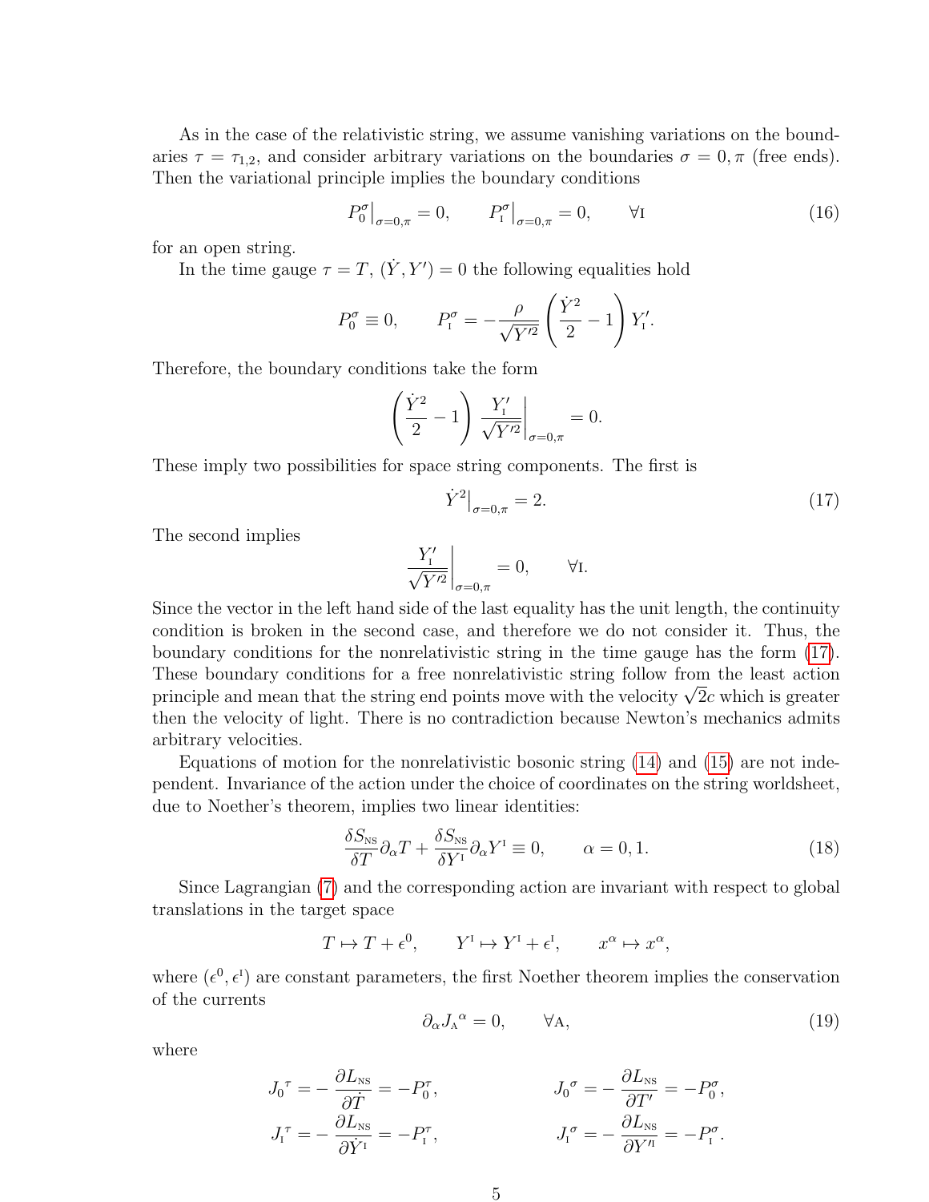As in the case of the relativistic string, we assume vanishing variations on the boundaries $\tau = \tau_{1,2}$, and consider arbitrary variations on the boundaries $\sigma = 0, \pi$ (free ends). Then the variational principle implies the boundary conditions

$$P_0^\sigma\big|_{\sigma=0,\pi} = 0, \qquad P_{\text{I}}^\sigma\big|_{\sigma=0,\pi} = 0, \qquad \forall \text{I} \tag{16}$$

for an open string.

In the time gauge $\tau = T$, $(\dot{Y}, Y') = 0$ the following equalities hold

$$P_0^\sigma \equiv 0, \qquad P_{\text{I}}^\sigma = -\frac{\rho}{\sqrt{Y'^2}}\left(\frac{\dot{Y}^2}{2} - 1\right) Y'_{\text{I}}.$$

Therefore, the boundary conditions take the form

$$\left(\frac{\dot{Y}^2}{2} - 1\right) \frac{Y'_{\text{I}}}{\sqrt{Y'^2}}\bigg|_{\sigma=0,\pi} = 0.$$

These imply two possibilities for space string components. The first is

$$\dot{Y}^2\big|_{\sigma=0,\pi} = 2. \tag{17}$$

The second implies

$$\frac{Y'_{\text{I}}}{\sqrt{Y'^2}}\bigg|_{\sigma=0,\pi} = 0, \qquad \forall \text{I}.$$

Since the vector in the left hand side of the last equality has the unit length, the continuity condition is broken in the second case, and therefore we do not consider it. Thus, the boundary conditions for the nonrelativistic string in the time gauge has the form (17). These boundary conditions for a free nonrelativistic string follow from the least action principle and mean that the string end points move with the velocity $\sqrt{2}c$ which is greater then the velocity of light. There is no contradiction because Newton's mechanics admits arbitrary velocities.

Equations of motion for the nonrelativistic bosonic string (14) and (15) are not independent. Invariance of the action under the choice of coordinates on the string worldsheet, due to Noether's theorem, implies two linear identities:

$$\frac{\delta S_{\text{NS}}}{\delta T}\partial_\alpha T + \frac{\delta S_{\text{NS}}}{\delta Y^{\text{I}}}\partial_\alpha Y^{\text{I}} \equiv 0, \qquad \alpha = 0, 1. \tag{18}$$

Since Lagrangian (7) and the corresponding action are invariant with respect to global translations in the target space

$$T \mapsto T + \epsilon^0, \qquad Y^{\text{I}} \mapsto Y^{\text{I}} + \epsilon^{\text{I}}, \qquad x^\alpha \mapsto x^\alpha,$$

where $(\epsilon^0, \epsilon^{\text{I}})$ are constant parameters, the first Noether theorem implies the conservation of the currents

$$\partial_\alpha J_{\text{A}}{}^\alpha = 0, \qquad \forall \text{A}, \tag{19}$$

where

$$J_0{}^\tau = -\frac{\partial L_{\text{NS}}}{\partial \dot{T}} = -P_0^\tau, \qquad J_0{}^\sigma = -\frac{\partial L_{\text{NS}}}{\partial T'} = -P_0^\sigma,$$

$$J_{\text{I}}{}^\tau = -\frac{\partial L_{\text{NS}}}{\partial \dot{Y}^{\text{I}}} = -P_{\text{I}}^\tau, \qquad J_{\text{I}}{}^\sigma = -\frac{\partial L_{\text{NS}}}{\partial Y'^{\text{I}}} = -P_{\text{I}}^\sigma.$$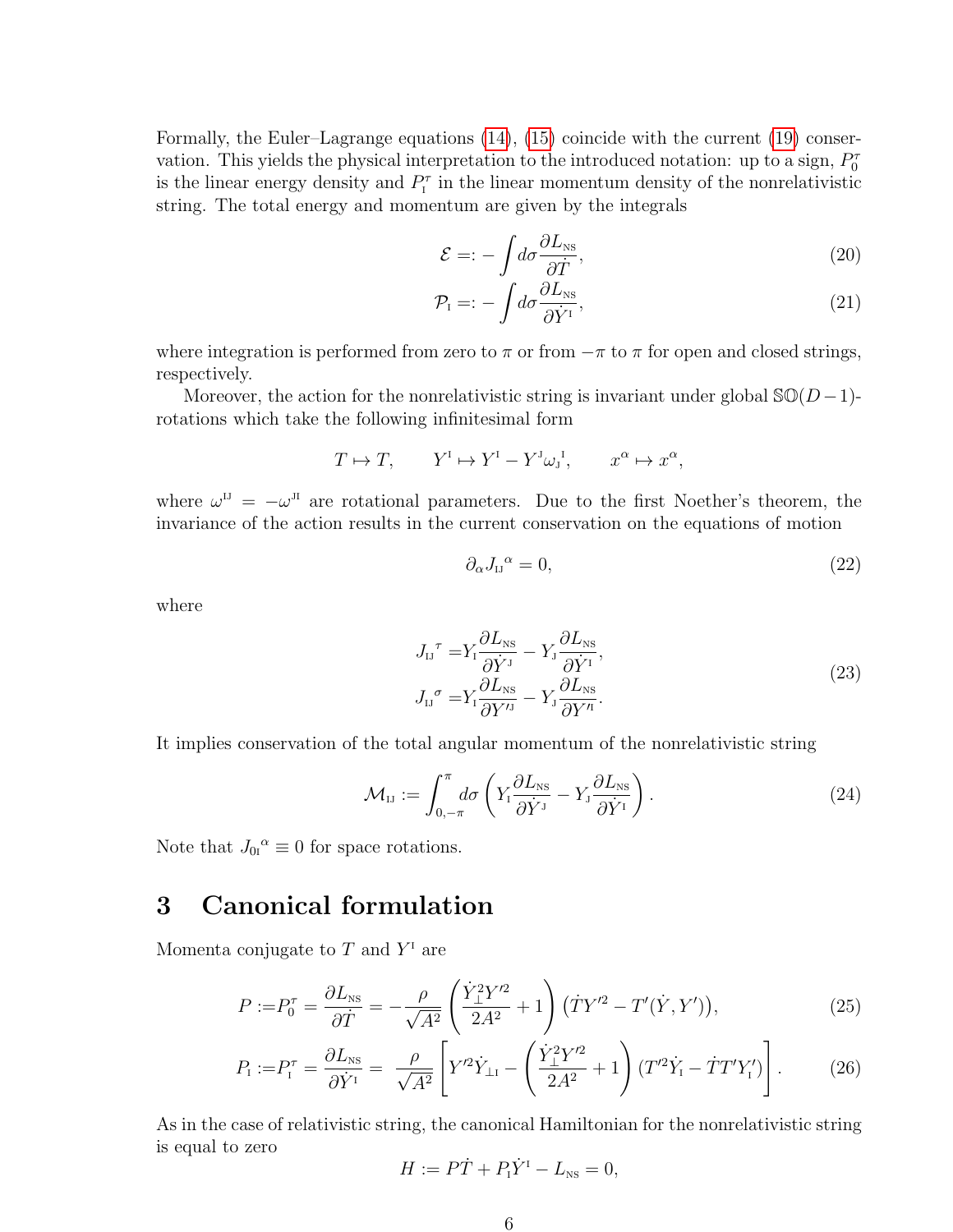Formally, the Euler–Lagrange equations (14), (15) coincide with the current (19) conservation. This yields the physical interpretation to the introduced notation: up to a sign, $P_0^\tau$ is the linear energy density and $P_{\rm I}^\tau$ in the linear momentum density of the nonrelativistic string. The total energy and momentum are given by the integrals

$$\mathcal{E} =: -\int d\sigma \frac{\partial L_{\rm NS}}{\partial \dot{T}}, \tag{20}$$

$$\mathcal{P}_{\rm I} =: -\int d\sigma \frac{\partial L_{\rm NS}}{\partial \dot{Y}^{\rm I}}, \tag{21}$$

where integration is performed from zero to $\pi$ or from $-\pi$ to $\pi$ for open and closed strings, respectively.

Moreover, the action for the nonrelativistic string is invariant under global $\mathbb{SO}(D-1)$-rotations which take the following infinitesimal form

$$T \mapsto T, \qquad Y^{\rm I} \mapsto Y^{\rm I} - Y^{\rm J}\omega_{\rm J}{}^{\rm I}, \qquad x^\alpha \mapsto x^\alpha,$$

where $\omega^{\rm IJ} = -\omega^{\rm JI}$ are rotational parameters. Due to the first Noether's theorem, the invariance of the action results in the current conservation on the equations of motion

$$\partial_\alpha J_{\rm IJ}{}^\alpha = 0, \tag{22}$$

where

$$\begin{aligned} J_{\rm IJ}{}^\tau &= Y_{\rm I} \frac{\partial L_{\rm NS}}{\partial \dot{Y}^{\rm J}} - Y_{\rm J} \frac{\partial L_{\rm NS}}{\partial \dot{Y}^{\rm I}}, \\ J_{\rm IJ}{}^\sigma &= Y_{\rm I} \frac{\partial L_{\rm NS}}{\partial Y'^{\rm J}} - Y_{\rm J} \frac{\partial L_{\rm NS}}{\partial Y'^{\rm I}}. \end{aligned} \tag{23}$$

It implies conservation of the total angular momentum of the nonrelativistic string

$$\mathcal{M}_{\rm IJ} := \int_{0,-\pi}^{\pi} d\sigma \left( Y_{\rm I} \frac{\partial L_{\rm NS}}{\partial \dot{Y}^{\rm J}} - Y_{\rm J} \frac{\partial L_{\rm NS}}{\partial \dot{Y}^{\rm I}} \right). \tag{24}$$

Note that $J_{0\rm I}{}^\alpha \equiv 0$ for space rotations.

## 3 Canonical formulation

Momenta conjugate to $T$ and $Y^{\rm I}$ are

$$P := P_0^\tau = \frac{\partial L_{\rm NS}}{\partial \dot{T}} = -\frac{\rho}{\sqrt{A^2}} \left( \frac{\dot{Y}_\perp^2 Y'^2}{2A^2} + 1 \right) \left( \dot{T} Y'^2 - T'(\dot{Y}, Y') \right), \tag{25}$$

$$P_{\rm I} := P_{\rm I}^\tau = \frac{\partial L_{\rm NS}}{\partial \dot{Y}^{\rm I}} = \frac{\rho}{\sqrt{A^2}} \left[ Y'^2 \dot{Y}_{\perp \rm I} - \left( \frac{\dot{Y}_\perp^2 Y'^2}{2A^2} + 1 \right) \left( T'^2 \dot{Y}_{\rm I} - \dot{T} T' Y'_{\rm I} \right) \right]. \tag{26}$$

As in the case of relativistic string, the canonical Hamiltonian for the nonrelativistic string is equal to zero

$$H := P\dot{T} + P_{\rm I} \dot{Y}^{\rm I} - L_{\rm NS} = 0,$$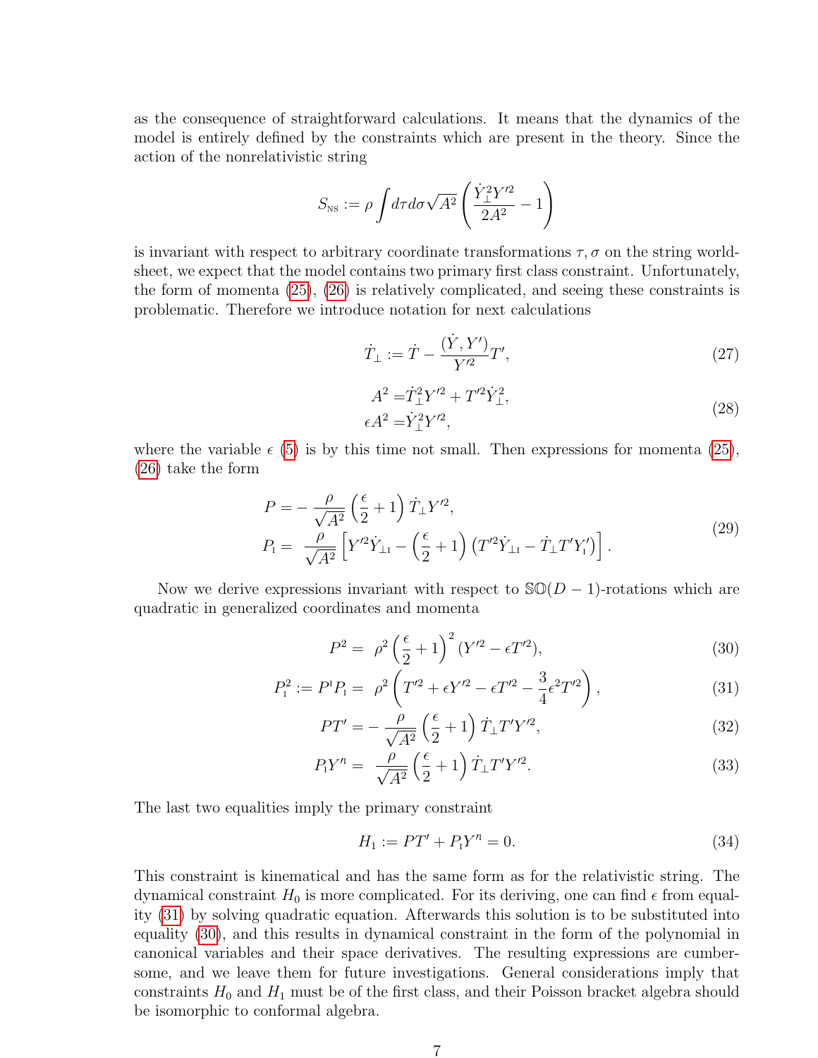as the consequence of straightforward calculations. It means that the dynamics of the model is entirely defined by the constraints which are present in the theory. Since the action of the nonrelativistic string

$$S_{\rm NS} := \rho \int d\tau d\sigma \sqrt{A^2}\left(\frac{\dot{Y}_\perp^2 Y'^2}{2A^2} - 1\right)$$

is invariant with respect to arbitrary coordinate transformations $\tau, \sigma$ on the string worldsheet, we expect that the model contains two primary first class constraint. Unfortunately, the form of momenta (25), (26) is relatively complicated, and seeing these constraints is problematic. Therefore we introduce notation for next calculations

$$\dot{T}_\perp := \dot{T} - \frac{(\dot{Y}, Y')}{Y'^2} T', \tag{27}$$

$$\begin{aligned} A^2 =& \dot{T}_\perp^2 Y'^2 + T'^2 \dot{Y}_\perp^2, \\ \epsilon A^2 =& \dot{Y}_\perp^2 Y'^2, \end{aligned} \tag{28}$$

where the variable $\epsilon$ (5) is by this time not small. Then expressions for momenta (25), (26) take the form

$$\begin{aligned} P =& -\frac{\rho}{\sqrt{A^2}}\left(\frac{\epsilon}{2} + 1\right)\dot{T}_\perp Y'^2, \\ P_{\rm I} =& \frac{\rho}{\sqrt{A^2}}\left[Y'^2 \dot{Y}_{\perp\rm I} - \left(\frac{\epsilon}{2} + 1\right)\left(T'^2 \dot{Y}_{\perp\rm I} - \dot{T}_\perp T' Y'_{\rm I}\right)\right]. \end{aligned} \tag{29}$$

Now we derive expressions invariant with respect to $\mathbb{SO}(D-1)$-rotations which are quadratic in generalized coordinates and momenta

$$P^2 = \rho^2 \left(\frac{\epsilon}{2} + 1\right)^2 (Y'^2 - \epsilon T'^2), \tag{30}$$

$$P_{\rm I}^2 := P^{\rm I} P_{\rm I} = \rho^2 \left(T'^2 + \epsilon Y'^2 - \epsilon T'^2 - \frac{3}{4}\epsilon^2 T'^2\right), \tag{31}$$

$$PT' = -\frac{\rho}{\sqrt{A^2}}\left(\frac{\epsilon}{2} + 1\right)\dot{T}_\perp T' Y'^2, \tag{32}$$

$$P_{\rm I} Y'^{\rm I} = \frac{\rho}{\sqrt{A^2}}\left(\frac{\epsilon}{2} + 1\right)\dot{T}_\perp T' Y'^2. \tag{33}$$

The last two equalities imply the primary constraint

$$H_1 := PT' + P_{\rm I} Y'^{\rm I} = 0. \tag{34}$$

This constraint is kinematical and has the same form as for the relativistic string. The dynamical constraint $H_0$ is more complicated. For its deriving, one can find $\epsilon$ from equality (31) by solving quadratic equation. Afterwards this solution is to be substituted into equality (30), and this results in dynamical constraint in the form of the polynomial in canonical variables and their space derivatives. The resulting expressions are cumbersome, and we leave them for future investigations. General considerations imply that constraints $H_0$ and $H_1$ must be of the first class, and their Poisson bracket algebra should be isomorphic to conformal algebra.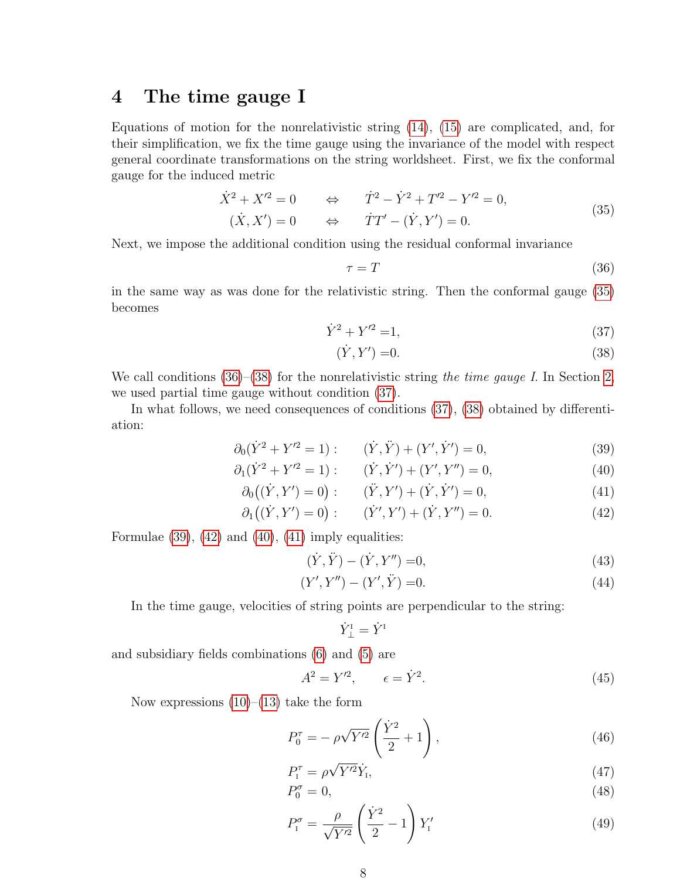# 4 The time gauge I

Equations of motion for the nonrelativistic string (14), (15) are complicated, and, for their simplification, we fix the time gauge using the invariance of the model with respect general coordinate transformations on the string worldsheet. First, we fix the conformal gauge for the induced metric

$$
\begin{aligned}
\dot{X}^2 + X'^2 = 0 \qquad &\Leftrightarrow \qquad \dot{T}^2 - \dot{Y}^2 + T'^2 - Y'^2 = 0, \\
(\dot{X}, X') = 0 \qquad &\Leftrightarrow \qquad \dot{T}T' - (\dot{Y}, Y') = 0.
\end{aligned}
\tag{35}
$$

Next, we impose the additional condition using the residual conformal invariance

$$
\tau = T \tag{36}
$$

in the same way as was done for the relativistic string. Then the conformal gauge (35) becomes

$$
\dot{Y}^2 + Y'^2 = 1, \tag{37}
$$

$$
(\dot{Y}, Y') = 0. \tag{38}
$$

We call conditions (36)–(38) for the nonrelativistic string *the time gauge I*. In Section 2, we used partial time gauge without condition (37).

In what follows, we need consequences of conditions (37), (38) obtained by differentiation:

$$
\partial_0(\dot{Y}^2 + Y'^2 = 1): \qquad (\dot{Y}, \ddot{Y}) + (Y', \dot{Y}') = 0, \tag{39}
$$

$$
\partial_1(\dot{Y}^2 + Y'^2 = 1): \qquad (\dot{Y}, \dot{Y}') + (Y', Y'') = 0, \tag{40}
$$

$$
\partial_0\big((\dot{Y}, Y') = 0\big): \qquad (\ddot{Y}, Y') + (\dot{Y}, \dot{Y}') = 0, \tag{41}
$$

$$
\partial_1\big((\dot{Y}, Y') = 0\big): \qquad (\dot{Y}', Y') + (\dot{Y}, Y'') = 0. \tag{42}
$$

Formulae (39), (42) and (40), (41) imply equalities:

$$
(\dot{Y}, \ddot{Y}) - (\dot{Y}, Y'') = 0, \tag{43}
$$

$$
(Y', Y'') - (Y', \ddot{Y}) = 0. \tag{44}
$$

In the time gauge, velocities of string points are perpendicular to the string:

$$
\dot{Y}^{\mathrm{I}}_{\perp} = \dot{Y}^{\mathrm{I}}
$$

and subsidiary fields combinations (6) and (5) are

$$
A^2 = Y'^2, \qquad \epsilon = \dot{Y}^2. \tag{45}
$$

Now expressions (10)–(13) take the form

$$
P_0^\tau = -\rho\sqrt{Y'^2}\left(\frac{\dot{Y}^2}{2} + 1\right), \tag{46}
$$

$$
P_{\mathrm{I}}^\tau = \rho\sqrt{Y'^2}\dot{Y}_{\mathrm{I}}, \tag{47}
$$

$$
P_0^\sigma = 0, \tag{48}
$$

$$
P_{\mathrm{I}}^\sigma = \frac{\rho}{\sqrt{Y'^2}}\left(\frac{\dot{Y}^2}{2} - 1\right)Y'_{\mathrm{I}} \tag{49}
$$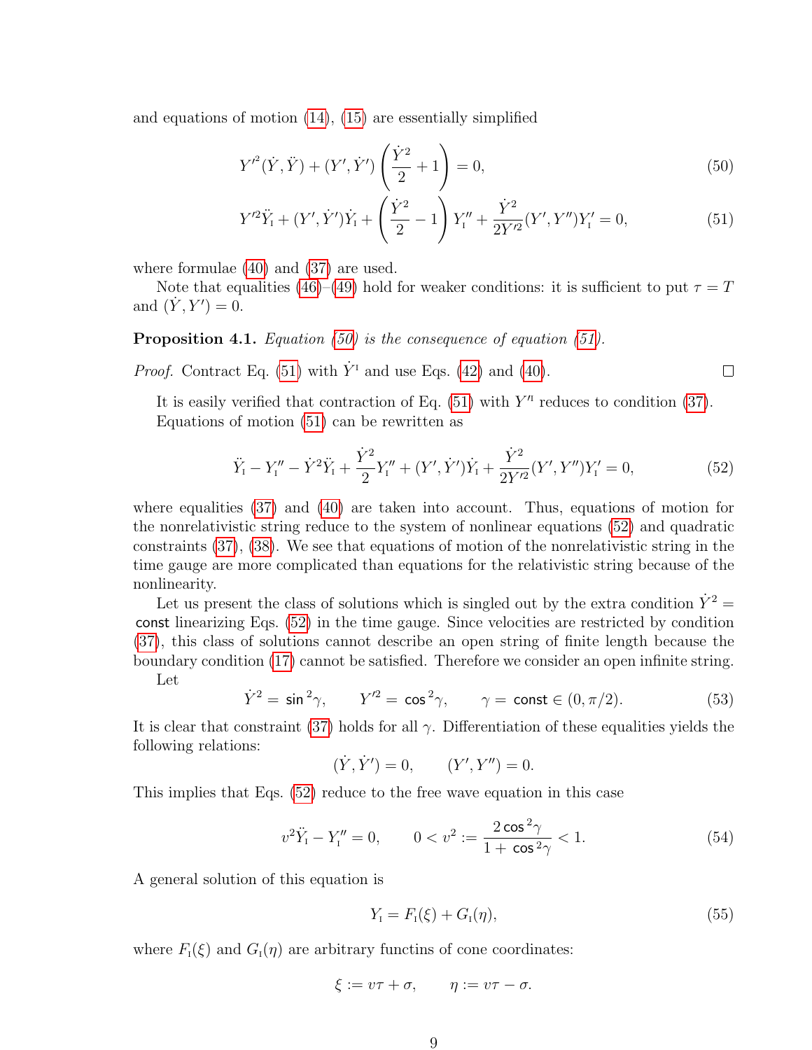and equations of motion (14), (15) are essentially simplified

$$Y'^2(\dot{Y},\ddot{Y}) + (Y',\dot{Y}')\left(\frac{\dot{Y}^2}{2}+1\right) = 0, \tag{50}$$

$$Y'^2\ddot{Y}_{\rm I} + (Y',\dot{Y}')\dot{Y}_{\rm I} + \left(\frac{\dot{Y}^2}{2}-1\right)Y''_{\rm I} + \frac{\dot{Y}^2}{2Y'^2}(Y',Y'')Y'_{\rm I} = 0, \tag{51}$$

where formulae (40) and (37) are used.

Note that equalities (46)–(49) hold for weaker conditions: it is sufficient to put $\tau = T$ and $(\dot{Y},Y') = 0$.

**Proposition 4.1.** *Equation (50) is the consequence of equation (51).*

*Proof.* Contract Eq. (51) with $\dot{Y}^{\rm I}$ and use Eqs. (42) and (40). □

It is easily verified that contraction of Eq. (51) with $Y'^{\rm I}$ reduces to condition (37).

Equations of motion (51) can be rewritten as

$$\ddot{Y}_{\rm I} - Y''_{\rm I} - \dot{Y}^2\ddot{Y}_{\rm I} + \frac{\dot{Y}^2}{2}Y''_{\rm I} + (Y',\dot{Y}')\dot{Y}_{\rm I} + \frac{\dot{Y}^2}{2Y'^2}(Y',Y'')Y'_{\rm I} = 0, \tag{52}$$

where equalities (37) and (40) are taken into account. Thus, equations of motion for the nonrelativistic string reduce to the system of nonlinear equations (52) and quadratic constraints (37), (38). We see that equations of motion of the nonrelativistic string in the time gauge are more complicated than equations for the relativistic string because of the nonlinearity.

Let us present the class of solutions which is singled out by the extra condition $\dot{Y}^2 = \mathsf{const}$ linearizing Eqs. (52) in the time gauge. Since velocities are restricted by condition (37), this class of solutions cannot describe an open string of finite length because the boundary condition (17) cannot be satisfied. Therefore we consider an open infinite string.

Let

$$\dot{Y}^2 = \sin^2\gamma, \qquad Y'^2 = \cos^2\gamma, \qquad \gamma = \mathsf{const} \in (0,\pi/2). \tag{53}$$

It is clear that constraint (37) holds for all $\gamma$. Differentiation of these equalities yields the following relations:

$$(\dot{Y},\dot{Y}') = 0, \qquad (Y',Y'') = 0.$$

This implies that Eqs. (52) reduce to the free wave equation in this case

$$v^2\ddot{Y}_{\rm I} - Y''_{\rm I} = 0, \qquad 0 < v^2 := \frac{2\cos^2\gamma}{1+\cos^2\gamma} < 1. \tag{54}$$

A general solution of this equation is

$$Y_{\rm I} = F_{\rm I}(\xi) + G_{\rm I}(\eta), \tag{55}$$

where $F_{\rm I}(\xi)$ and $G_{\rm I}(\eta)$ are arbitrary functins of cone coordinates:

$$\xi := v\tau + \sigma, \qquad \eta := v\tau - \sigma.$$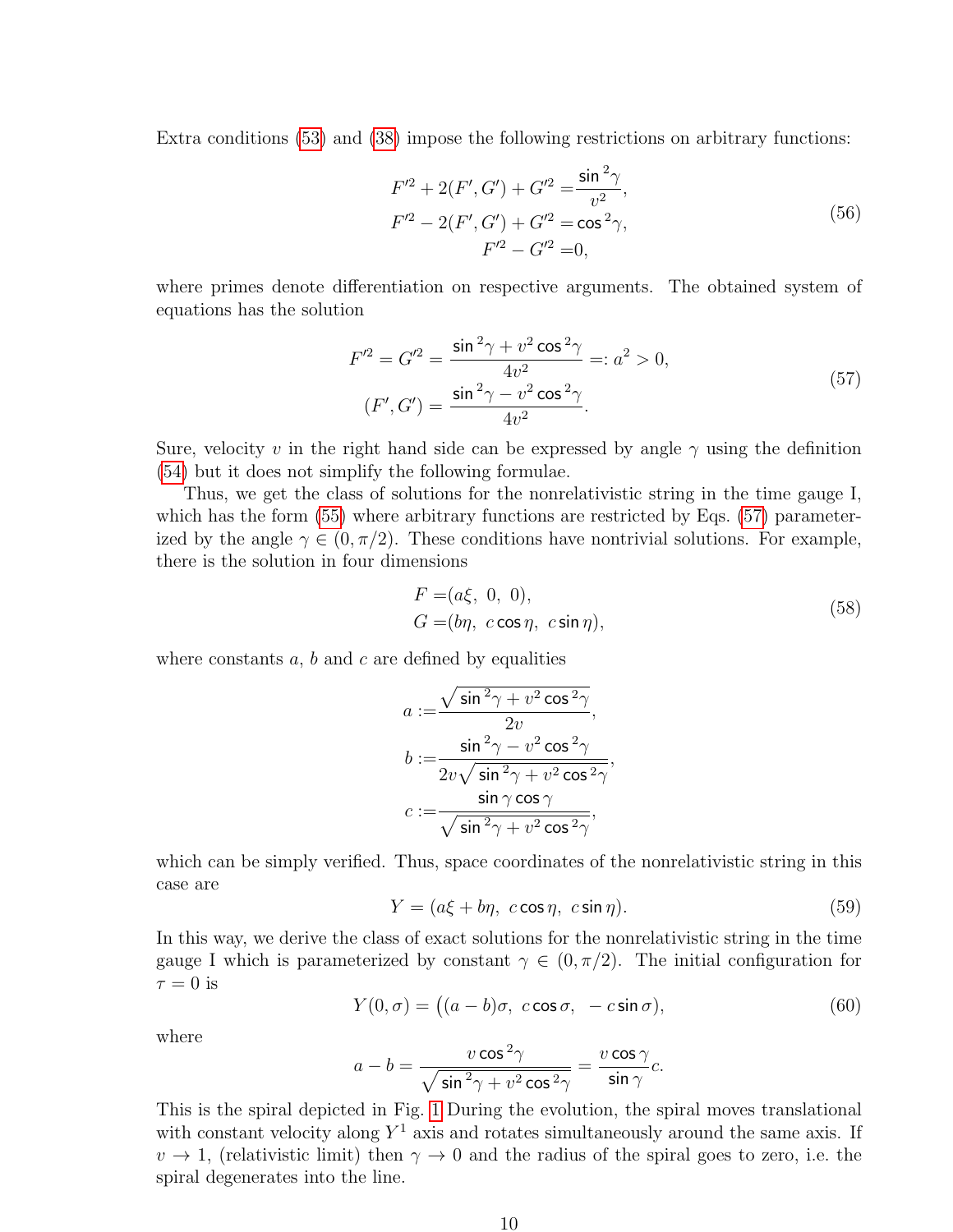Extra conditions (53) and (38) impose the following restrictions on arbitrary functions:

$$
\begin{aligned}
F'^2 + 2(F', G') + G'^2 =& \frac{\sin^2\gamma}{v^2}, \\
F'^2 - 2(F', G') + G'^2 =& \cos^2\gamma, \\
F'^2 - G'^2 =& 0,
\end{aligned}
\tag{56}
$$

where primes denote differentiation on respective arguments. The obtained system of equations has the solution

$$
\begin{aligned}
F'^2 = G'^2 = \frac{\sin^2\gamma + v^2\cos^2\gamma}{4v^2} =: a^2 > 0, \\
(F', G') = \frac{\sin^2\gamma - v^2\cos^2\gamma}{4v^2}.
\end{aligned}
\tag{57}
$$

Sure, velocity $v$ in the right hand side can be expressed by angle $\gamma$ using the definition (54) but it does not simplify the following formulae.

Thus, we get the class of solutions for the nonrelativistic string in the time gauge I, which has the form (55) where arbitrary functions are restricted by Eqs. (57) parameterized by the angle $\gamma \in (0, \pi/2)$. These conditions have nontrivial solutions. For example, there is the solution in four dimensions

$$
\begin{aligned}
F =& (a\xi,\ 0,\ 0), \\
G =& (b\eta,\ c\cos\eta,\ c\sin\eta),
\end{aligned}
\tag{58}
$$

where constants $a$, $b$ and $c$ are defined by equalities

$$
\begin{aligned}
a :=& \frac{\sqrt{\sin^2\gamma + v^2\cos^2\gamma}}{2v}, \\
b :=& \frac{\sin^2\gamma - v^2\cos^2\gamma}{2v\sqrt{\sin^2\gamma + v^2\cos^2\gamma}}, \\
c :=& \frac{\sin\gamma\cos\gamma}{\sqrt{\sin^2\gamma + v^2\cos^2\gamma}},
\end{aligned}
$$

which can be simply verified. Thus, space coordinates of the nonrelativistic string in this case are

$$
Y = (a\xi + b\eta,\ c\cos\eta,\ c\sin\eta). \tag{59}
$$

In this way, we derive the class of exact solutions for the nonrelativistic string in the time gauge I which is parameterized by constant $\gamma \in (0, \pi/2)$. The initial configuration for $\tau = 0$ is

$$
Y(0, \sigma) = \big((a - b)\sigma,\ c\cos\sigma,\ -c\sin\sigma\big), \tag{60}
$$

where

$$
a - b = \frac{v\cos^2\gamma}{\sqrt{\sin^2\gamma + v^2\cos^2\gamma}} = \frac{v\cos\gamma}{\sin\gamma}c.
$$

This is the spiral depicted in Fig. 1 During the evolution, the spiral moves translational with constant velocity along $Y^1$ axis and rotates simultaneously around the same axis. If $v \to 1$, (relativistic limit) then $\gamma \to 0$ and the radius of the spiral goes to zero, i.e. the spiral degenerates into the line.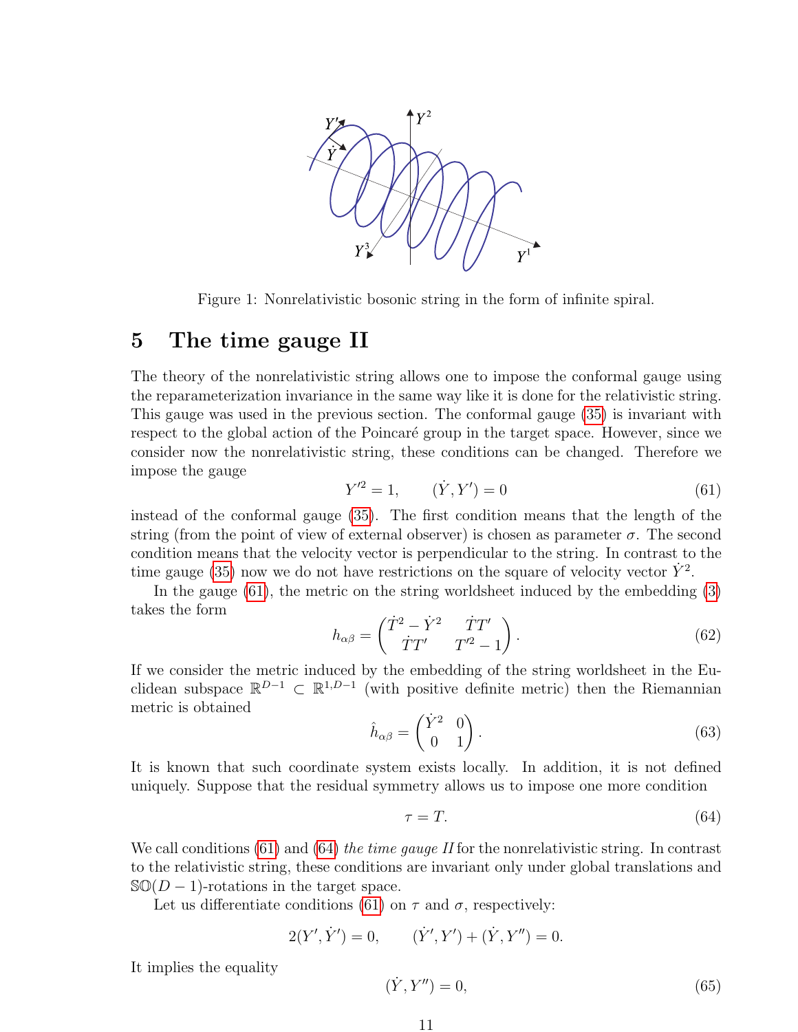Figure 1: Nonrelativistic bosonic string in the form of infinite spiral.

# 5 The time gauge II

The theory of the nonrelativistic string allows one to impose the conformal gauge using the reparameterization invariance in the same way like it is done for the relativistic string. This gauge was used in the previous section. The conformal gauge (35) is invariant with respect to the global action of the Poincaré group in the target space. However, since we consider now the nonrelativistic string, these conditions can be changed. Therefore we impose the gauge

$$Y'^2 = 1, \qquad (\dot{Y}, Y') = 0 \tag{61}$$

instead of the conformal gauge (35). The first condition means that the length of the string (from the point of view of external observer) is chosen as parameter $\sigma$. The second condition means that the velocity vector is perpendicular to the string. In contrast to the time gauge (35) now we do not have restrictions on the square of velocity vector $\dot{Y}^2$.

In the gauge (61), the metric on the string worldsheet induced by the embedding (3) takes the form

$$h_{\alpha\beta} = \begin{pmatrix} \dot{T}^2 - \dot{Y}^2 & \dot{T}T' \\ \dot{T}T' & T'^2 - 1 \end{pmatrix}. \tag{62}$$

If we consider the metric induced by the embedding of the string worldsheet in the Euclidean subspace $\mathbb{R}^{D-1} \subset \mathbb{R}^{1,D-1}$ (with positive definite metric) then the Riemannian metric is obtained

$$\hat{h}_{\alpha\beta} = \begin{pmatrix} \dot{Y}^2 & 0 \\ 0 & 1 \end{pmatrix}. \tag{63}$$

It is known that such coordinate system exists locally. In addition, it is not defined uniquely. Suppose that the residual symmetry allows us to impose one more condition

$$\tau = T. \tag{64}$$

We call conditions (61) and (64) *the time gauge II* for the nonrelativistic string. In contrast to the relativistic string, these conditions are invariant only under global translations and $\mathbb{SO}(D-1)$-rotations in the target space.

Let us differentiate conditions (61) on $\tau$ and $\sigma$, respectively:

$$2(Y', \dot{Y}') = 0, \qquad (\dot{Y}', Y') + (\dot{Y}, Y'') = 0.$$

It implies the equality

$$(\dot{Y}, Y'') = 0, \tag{65}$$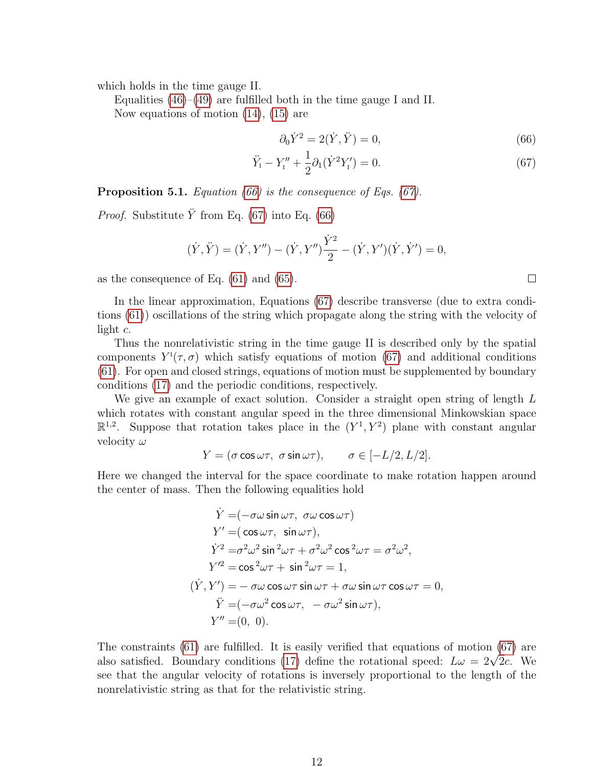which holds in the time gauge II.

Equalities (46)–(49) are fulfilled both in the time gauge I and II.

Now equations of motion (14), (15) are

$$\partial_0 \dot{Y}^2 = 2(\dot{Y}, \ddot{Y}) = 0, \tag{66}$$

$$\ddot{Y}_{\rm I} - Y_{\rm I}'' + \frac{1}{2}\partial_1(\dot{Y}^2 Y_{\rm I}') = 0. \tag{67}$$

**Proposition 5.1.** *Equation (66) is the consequence of Eqs. (67).*

*Proof.* Substitute $\ddot{Y}$ from Eq. (67) into Eq. (66)

$$(\dot{Y}, \ddot{Y}) = (\dot{Y}, Y'') - (\dot{Y}, Y'')\frac{\dot{Y}^2}{2} - (\dot{Y}, Y')(\dot{Y}, \dot{Y}') = 0,$$

as the consequence of Eq. (61) and (65). □

In the linear approximation, Equations (67) describe transverse (due to extra conditions (61)) oscillations of the string which propagate along the string with the velocity of light $c$.

Thus the nonrelativistic string in the time gauge II is described only by the spatial components $Y^{\rm I}(\tau, \sigma)$ which satisfy equations of motion (67) and additional conditions (61). For open and closed strings, equations of motion must be supplemented by boundary conditions (17) and the periodic conditions, respectively.

We give an example of exact solution. Consider a straight open string of length $L$ which rotates with constant angular speed in the three dimensional Minkowskian space $\mathbb{R}^{1,2}$. Suppose that rotation takes place in the $(Y^1, Y^2)$ plane with constant angular velocity $\omega$

$$Y = (\sigma \cos \omega\tau,\ \sigma \sin \omega\tau), \qquad \sigma \in [-L/2, L/2].$$

Here we changed the interval for the space coordinate to make rotation happen around the center of mass. Then the following equalities hold

$$\begin{aligned}
\dot{Y} =& (-\sigma\omega \sin \omega\tau,\ \sigma\omega \cos \omega\tau) \\
Y' =& (\cos \omega\tau,\ \sin \omega\tau), \\
\dot{Y}^2 =& \sigma^2\omega^2 \sin^2 \omega\tau + \sigma^2\omega^2 \cos^2 \omega\tau = \sigma^2\omega^2, \\
Y'^2 =& \cos^2 \omega\tau + \sin^2 \omega\tau = 1, \\
(\dot{Y}, Y') =& -\sigma\omega \cos \omega\tau \sin \omega\tau + \sigma\omega \sin \omega\tau \cos \omega\tau = 0, \\
\ddot{Y} =& (-\sigma\omega^2 \cos \omega\tau,\ -\sigma\omega^2 \sin \omega\tau), \\
Y'' =& (0,\ 0).
\end{aligned}$$

The constraints (61) are fulfilled. It is easily verified that equations of motion (67) are also satisfied. Boundary conditions (17) define the rotational speed: $L\omega = 2\sqrt{2}c$. We see that the angular velocity of rotations is inversely proportional to the length of the nonrelativistic string as that for the relativistic string.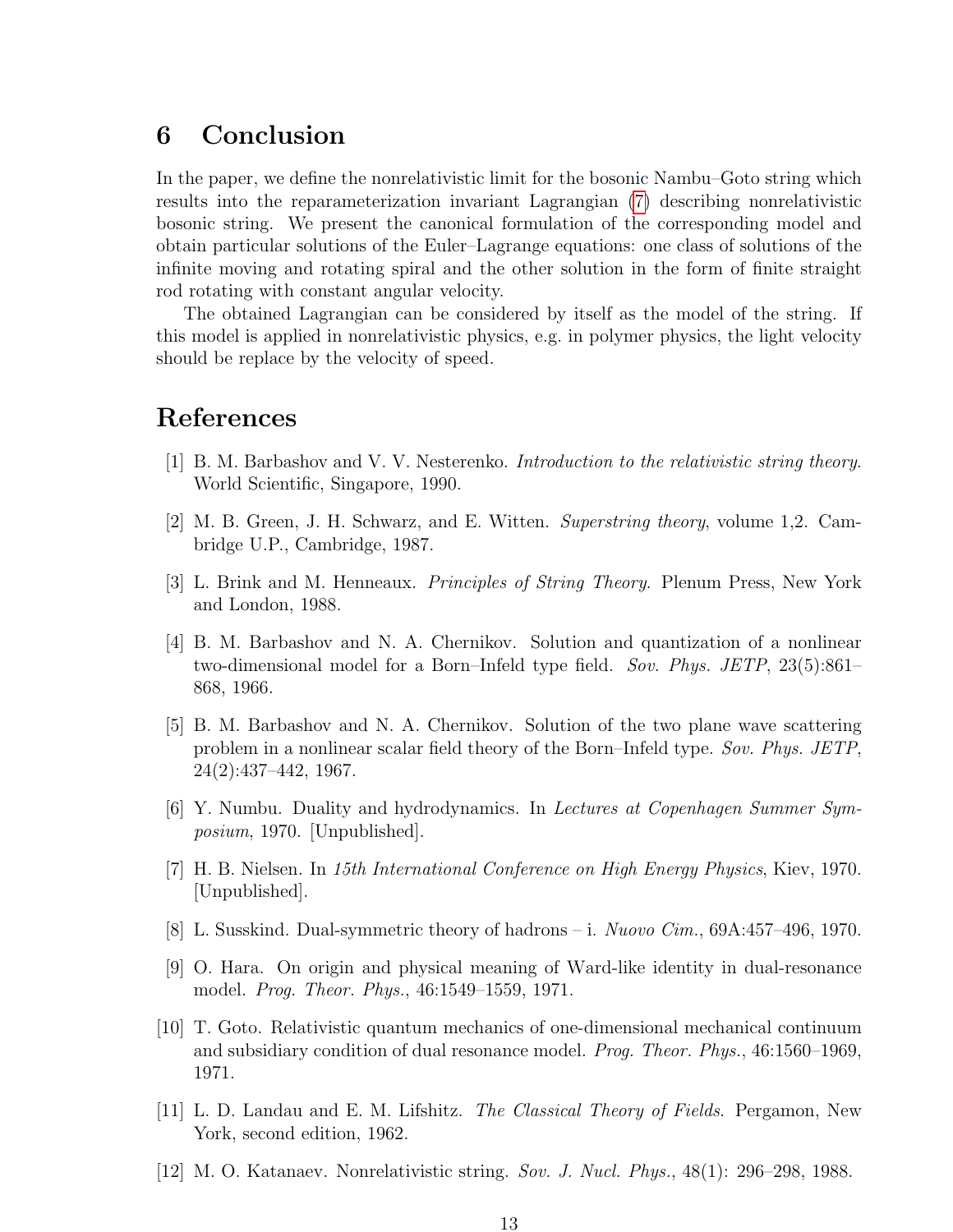# 6 Conclusion

In the paper, we define the nonrelativistic limit for the bosonic Nambu–Goto string which results into the reparameterization invariant Lagrangian (7) describing nonrelativistic bosonic string. We present the canonical formulation of the corresponding model and obtain particular solutions of the Euler–Lagrange equations: one class of solutions of the infinite moving and rotating spiral and the other solution in the form of finite straight rod rotating with constant angular velocity.

The obtained Lagrangian can be considered by itself as the model of the string. If this model is applied in nonrelativistic physics, e.g. in polymer physics, the light velocity should be replace by the velocity of speed.

# References

[1] B. M. Barbashov and V. V. Nesterenko. *Introduction to the relativistic string theory*. World Scientific, Singapore, 1990.

[2] M. B. Green, J. H. Schwarz, and E. Witten. *Superstring theory*, volume 1,2. Cambridge U.P., Cambridge, 1987.

[3] L. Brink and M. Henneaux. *Principles of String Theory*. Plenum Press, New York and London, 1988.

[4] B. M. Barbashov and N. A. Chernikov. Solution and quantization of a nonlinear two-dimensional model for a Born–Infeld type field. *Sov. Phys. JETP*, 23(5):861–868, 1966.

[5] B. M. Barbashov and N. A. Chernikov. Solution of the two plane wave scattering problem in a nonlinear scalar field theory of the Born–Infeld type. *Sov. Phys. JETP*, 24(2):437–442, 1967.

[6] Y. Numbu. Duality and hydrodynamics. In *Lectures at Copenhagen Summer Symposium*, 1970. [Unpublished].

[7] H. B. Nielsen. In *15th International Conference on High Energy Physics*, Kiev, 1970. [Unpublished].

[8] L. Susskind. Dual-symmetric theory of hadrons – i. *Nuovo Cim.*, 69A:457–496, 1970.

[9] O. Hara. On origin and physical meaning of Ward-like identity in dual-resonance model. *Prog. Theor. Phys.*, 46:1549–1559, 1971.

[10] T. Goto. Relativistic quantum mechanics of one-dimensional mechanical continuum and subsidiary condition of dual resonance model. *Prog. Theor. Phys.*, 46:1560–1969, 1971.

[11] L. D. Landau and E. M. Lifshitz. *The Classical Theory of Fields*. Pergamon, New York, second edition, 1962.

[12] M. O. Katanaev. Nonrelativistic string. *Sov. J. Nucl. Phys.*, 48(1): 296–298, 1988.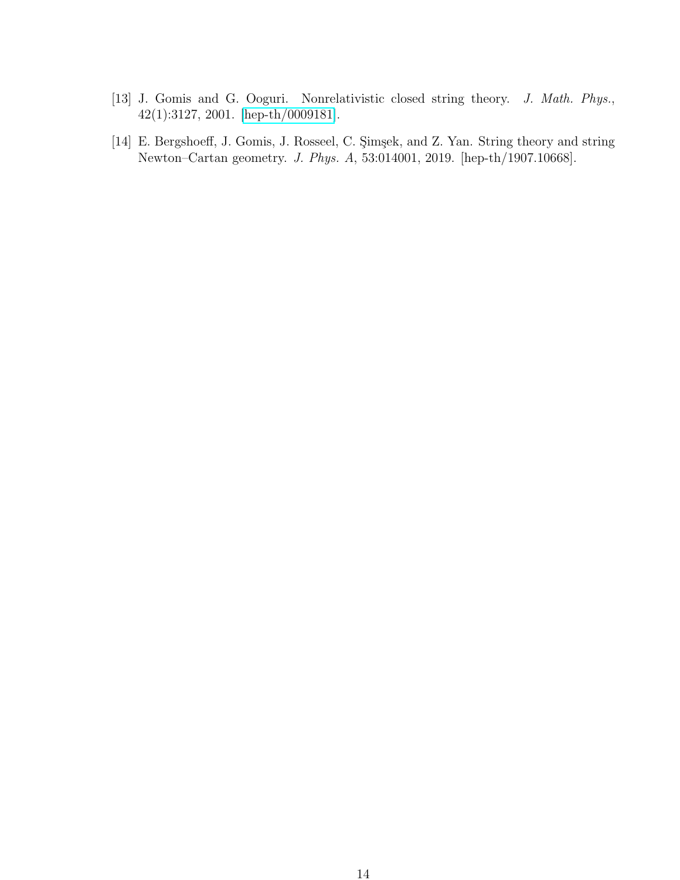[13] J. Gomis and G. Ooguri. Nonrelativistic closed string theory. *J. Math. Phys.*, 42(1):3127, 2001. [hep-th/0009181].

[14] E. Bergshoeff, J. Gomis, J. Rosseel, C. Şimşek, and Z. Yan. String theory and string Newton–Cartan geometry. *J. Phys. A*, 53:014001, 2019. [hep-th/1907.10668].